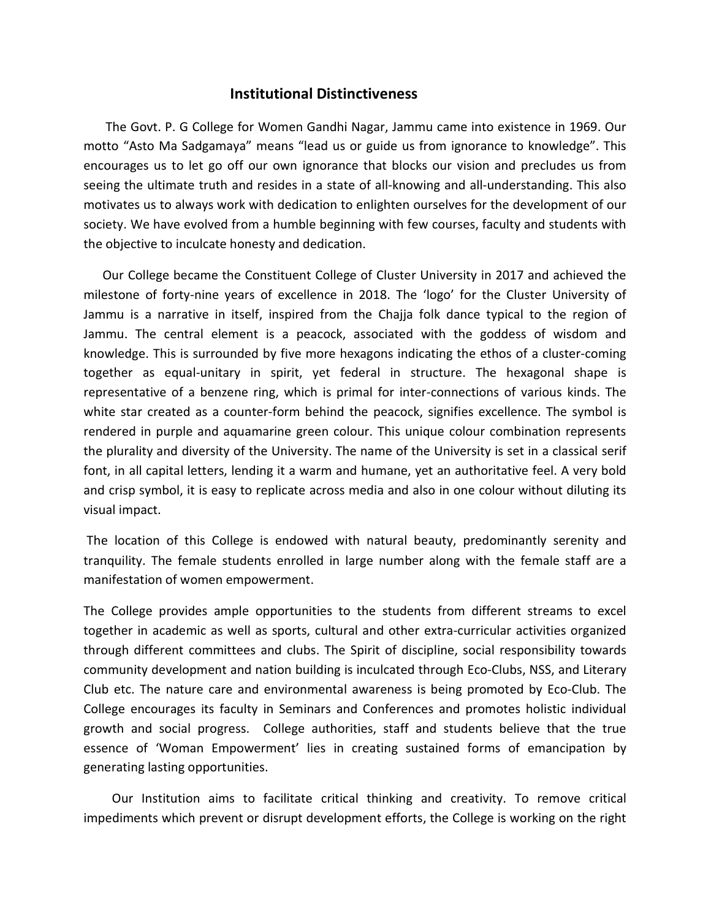# Institutional Distinctiveness

The Govt. P. G College for Women Gandhi Nagar, Jammu came into existence in 1969. Our motto "Asto Ma Sadgamaya" means "lead us or guide us from ignorance to knowledge". This encourages us to let go off our own ignorance that blocks our vision and precludes us from seeing the ultimate truth and resides in a state of all-knowing and all-understanding. This also motivates us to always work with dedication to enlighten ourselves for the development of our society. We have evolved from a humble beginning with few courses, faculty and students with the objective to inculcate honesty and dedication.

Our College became the Constituent College of Cluster University in 2017 and achieved the milestone of forty-nine years of excellence in 2018. The 'logo' for the Cluster University of Jammu is a narrative in itself, inspired from the Chajja folk dance typical to the region of Jammu. The central element is a peacock, associated with the goddess of wisdom and knowledge. This is surrounded by five more hexagons indicating the ethos of a cluster-coming together as equal-unitary in spirit, yet federal in structure. The hexagonal shape is representative of a benzene ring, which is primal for inter-connections of various kinds. The white star created as a counter-form behind the peacock, signifies excellence. The symbol is rendered in purple and aquamarine green colour. This unique colour combination represents the plurality and diversity of the University. The name of the University is set in a classical serif font, in all capital letters, lending it a warm and humane, yet an authoritative feel. A very bold and crisp symbol, it is easy to replicate across media and also in one colour without diluting its visual impact.

The location of this College is endowed with natural beauty, predominantly serenity and tranquility. The female students enrolled in large number along with the female staff are a manifestation of women empowerment.

The College provides ample opportunities to the students from different streams to excel together in academic as well as sports, cultural and other extra-curricular activities organized through different committees and clubs. The Spirit of discipline, social responsibility towards community development and nation building is inculcated through Eco-Clubs, NSS, and Literary Club etc. The nature care and environmental awareness is being promoted by Eco-Club. The College encourages its faculty in Seminars and Conferences and promotes holistic individual growth and social progress. College authorities, staff and students believe that the true essence of 'Woman Empowerment' lies in creating sustained forms of emancipation by generating lasting opportunities.

Our Institution aims to facilitate critical thinking and creativity. To remove critical impediments which prevent or disrupt development efforts, the College is working on the right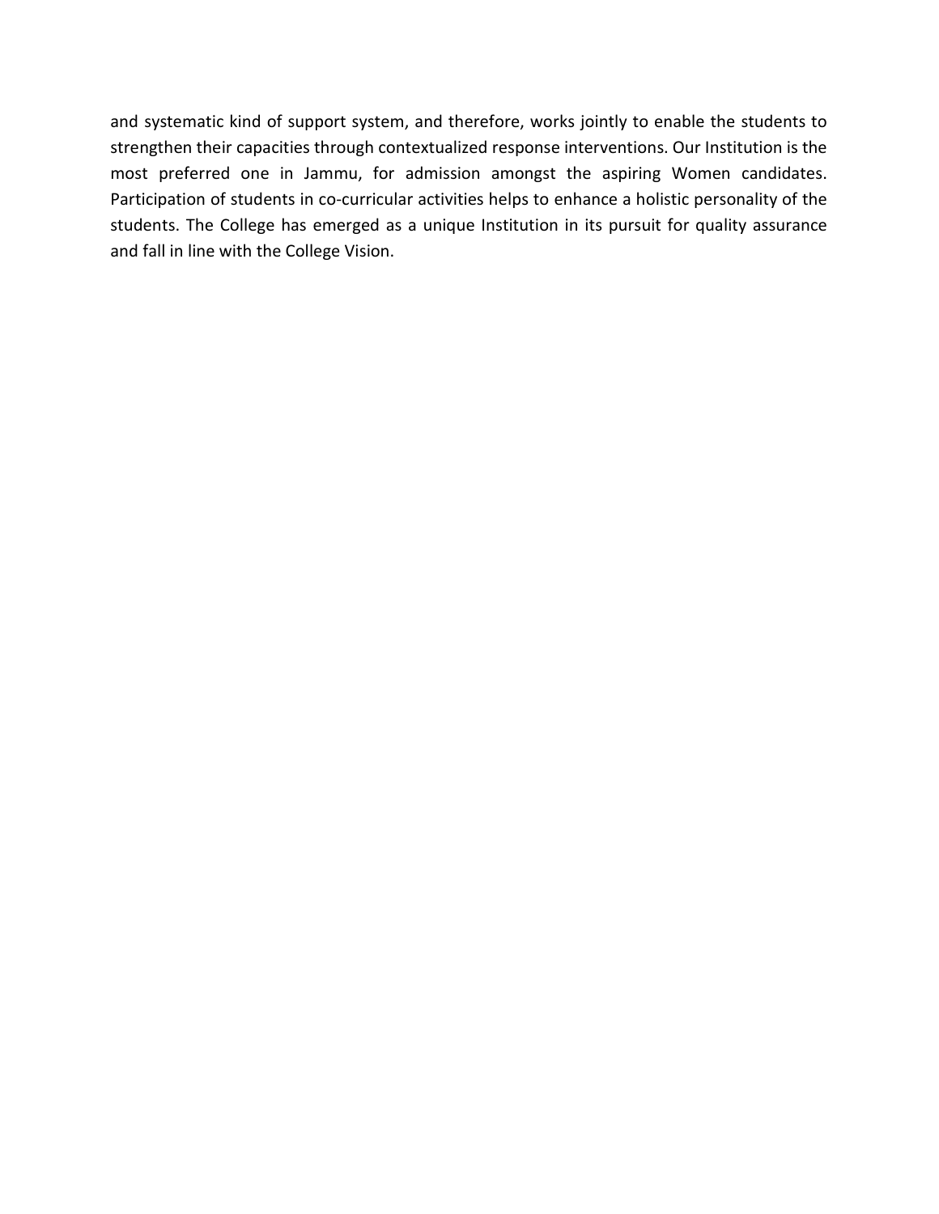and systematic kind of support system, and therefore, works jointly to enable the students to strengthen their capacities through contextualized response interventions. Our Institution is the most preferred one in Jammu, for admission amongst the aspiring Women candidates. Participation of students in co-curricular activities helps to enhance a holistic personality of the students. The College has emerged as a unique Institution in its pursuit for quality assurance and fall in line with the College Vision.